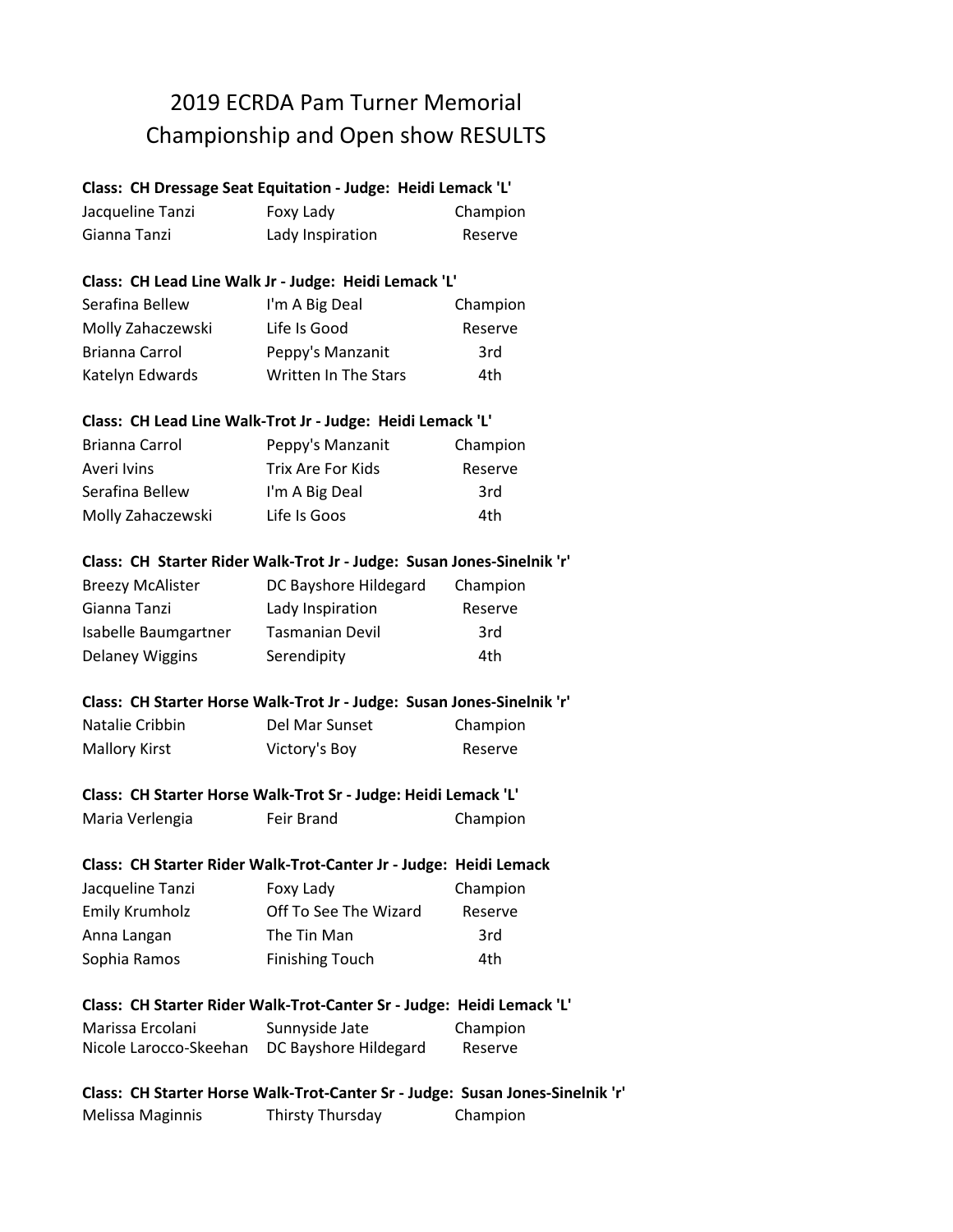# 2019 ECRDA Pam Turner Memorial
# Championship and Open show RESULTS

**Class: CH Dressage Seat Equitation - Judge: Heidi Lemack 'L'**

| | | |
|---|---|---|
| Jacqueline Tanzi | Foxy Lady | Champion |
| Gianna Tanzi | Lady Inspiration | Reserve |

**Class: CH Lead Line Walk Jr - Judge: Heidi Lemack 'L'**

| | | |
|---|---|---|
| Serafina Bellew | I'm A Big Deal | Champion |
| Molly Zahaczewski | Life Is Good | Reserve |
| Brianna Carrol | Peppy's Manzanit | 3rd |
| Katelyn Edwards | Written In The Stars | 4th |

**Class: CH Lead Line Walk-Trot Jr - Judge: Heidi Lemack 'L'**

| | | |
|---|---|---|
| Brianna Carrol | Peppy's Manzanit | Champion |
| Averi Ivins | Trix Are For Kids | Reserve |
| Serafina Bellew | I'm A Big Deal | 3rd |
| Molly Zahaczewski | Life Is Goos | 4th |

**Class: CH Starter Rider Walk-Trot Jr - Judge: Susan Jones-Sinelnik 'r'**

| | | |
|---|---|---|
| Breezy McAlister | DC Bayshore Hildegard | Champion |
| Gianna Tanzi | Lady Inspiration | Reserve |
| Isabelle Baumgartner | Tasmanian Devil | 3rd |
| Delaney Wiggins | Serendipity | 4th |

**Class: CH Starter Horse Walk-Trot Jr - Judge: Susan Jones-Sinelnik 'r'**

| | | |
|---|---|---|
| Natalie Cribbin | Del Mar Sunset | Champion |
| Mallory Kirst | Victory's Boy | Reserve |

**Class: CH Starter Horse Walk-Trot Sr - Judge: Heidi Lemack 'L'**

| | | |
|---|---|---|
| Maria Verlengia | Feir Brand | Champion |

**Class: CH Starter Rider Walk-Trot-Canter Jr - Judge: Heidi Lemack**

| | | |
|---|---|---|
| Jacqueline Tanzi | Foxy Lady | Champion |
| Emily Krumholz | Off To See The Wizard | Reserve |
| Anna Langan | The Tin Man | 3rd |
| Sophia Ramos | Finishing Touch | 4th |

**Class: CH Starter Rider Walk-Trot-Canter Sr - Judge: Heidi Lemack 'L'**

| | | |
|---|---|---|
| Marissa Ercolani | Sunnyside Jate | Champion |
| Nicole Larocco-Skeehan | DC Bayshore Hildegard | Reserve |

**Class: CH Starter Horse Walk-Trot-Canter Sr - Judge: Susan Jones-Sinelnik 'r'**

| | | |
|---|---|---|
| Melissa Maginnis | Thirsty Thursday | Champion |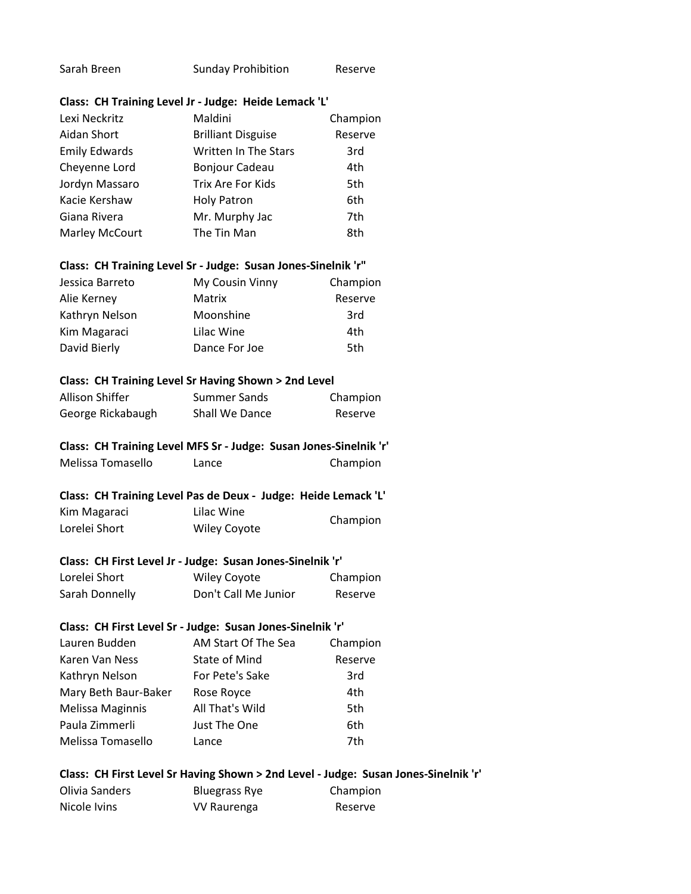| | | |
|---|---|---|
| Sarah Breen | Sunday Prohibition | Reserve |

**Class: CH Training Level Jr - Judge: Heide Lemack 'L'**

| | | |
|---|---|---|
| Lexi Neckritz | Maldini | Champion |
| Aidan Short | Brilliant Disguise | Reserve |
| Emily Edwards | Written In The Stars | 3rd |
| Cheyenne Lord | Bonjour Cadeau | 4th |
| Jordyn Massaro | Trix Are For Kids | 5th |
| Kacie Kershaw | Holy Patron | 6th |
| Giana Rivera | Mr. Murphy Jac | 7th |
| Marley McCourt | The Tin Man | 8th |

**Class: CH Training Level Sr - Judge: Susan Jones-Sinelnik 'r"**

| | | |
|---|---|---|
| Jessica Barreto | My Cousin Vinny | Champion |
| Alie Kerney | Matrix | Reserve |
| Kathryn Nelson | Moonshine | 3rd |
| Kim Magaraci | Lilac Wine | 4th |
| David Bierly | Dance For Joe | 5th |

**Class: CH Training Level Sr Having Shown > 2nd Level**

| | | |
|---|---|---|
| Allison Shiffer | Summer Sands | Champion |
| George Rickabaugh | Shall We Dance | Reserve |

**Class: CH Training Level MFS Sr - Judge: Susan Jones-Sinelnik 'r'**

| | | |
|---|---|---|
| Melissa Tomasello | Lance | Champion |

**Class: CH Training Level Pas de Deux - Judge: Heide Lemack 'L'**

| | | |
|---|---|---|
| Kim Magaraci | Lilac Wine | Champion |
| Lorelei Short | Wiley Coyote | |

**Class: CH First Level Jr - Judge: Susan Jones-Sinelnik 'r'**

| | | |
|---|---|---|
| Lorelei Short | Wiley Coyote | Champion |
| Sarah Donnelly | Don't Call Me Junior | Reserve |

**Class: CH First Level Sr - Judge: Susan Jones-Sinelnik 'r'**

| | | |
|---|---|---|
| Lauren Budden | AM Start Of The Sea | Champion |
| Karen Van Ness | State of Mind | Reserve |
| Kathryn Nelson | For Pete's Sake | 3rd |
| Mary Beth Baur-Baker | Rose Royce | 4th |
| Melissa Maginnis | All That's Wild | 5th |
| Paula Zimmerli | Just The One | 6th |
| Melissa Tomasello | Lance | 7th |

**Class: CH First Level Sr Having Shown > 2nd Level - Judge: Susan Jones-Sinelnik 'r'**

| | | |
|---|---|---|
| Olivia Sanders | Bluegrass Rye | Champion |
| Nicole Ivins | VV Raurenga | Reserve |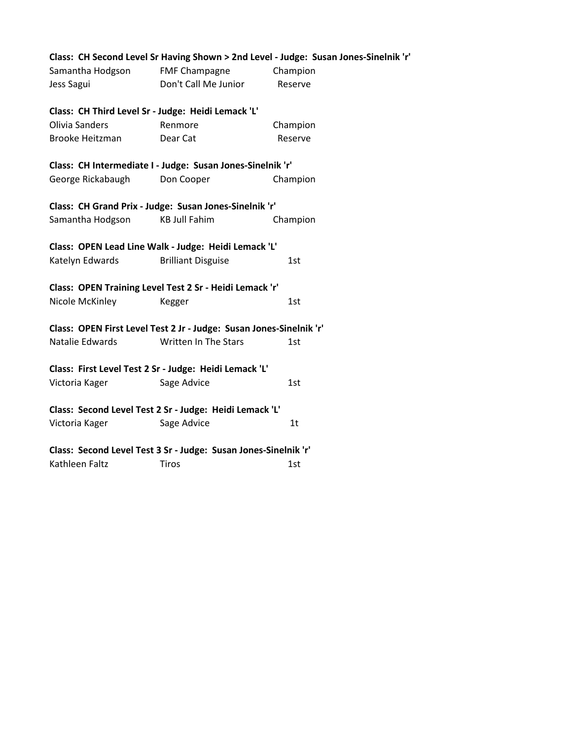**Class: CH Second Level Sr Having Shown > 2nd Level - Judge: Susan Jones-Sinelnik 'r'**

| | | |
|---|---|---|
| Samantha Hodgson | FMF Champagne | Champion |
| Jess Sagui | Don't Call Me Junior | Reserve |

**Class: CH Third Level Sr - Judge: Heidi Lemack 'L'**

| | | |
|---|---|---|
| Olivia Sanders | Renmore | Champion |
| Brooke Heitzman | Dear Cat | Reserve |

**Class: CH Intermediate I - Judge: Susan Jones-Sinelnik 'r'**

| | | |
|---|---|---|
| George Rickabaugh | Don Cooper | Champion |

**Class: CH Grand Prix - Judge: Susan Jones-Sinelnik 'r'**

| | | |
|---|---|---|
| Samantha Hodgson | KB Jull Fahim | Champion |

**Class: OPEN Lead Line Walk - Judge: Heidi Lemack 'L'**

| | | |
|---|---|---|
| Katelyn Edwards | Brilliant Disguise | 1st |

**Class: OPEN Training Level Test 2 Sr - Heidi Lemack 'r'**

| | | |
|---|---|---|
| Nicole McKinley | Kegger | 1st |

**Class: OPEN First Level Test 2 Jr - Judge: Susan Jones-Sinelnik 'r'**

| | | |
|---|---|---|
| Natalie Edwards | Written In The Stars | 1st |

**Class: First Level Test 2 Sr - Judge: Heidi Lemack 'L'**

| | | |
|---|---|---|
| Victoria Kager | Sage Advice | 1st |

**Class: Second Level Test 2 Sr - Judge: Heidi Lemack 'L'**

| | | |
|---|---|---|
| Victoria Kager | Sage Advice | 1t |

**Class: Second Level Test 3 Sr - Judge: Susan Jones-Sinelnik 'r'**

| | | |
|---|---|---|
| Kathleen Faltz | Tiros | 1st |